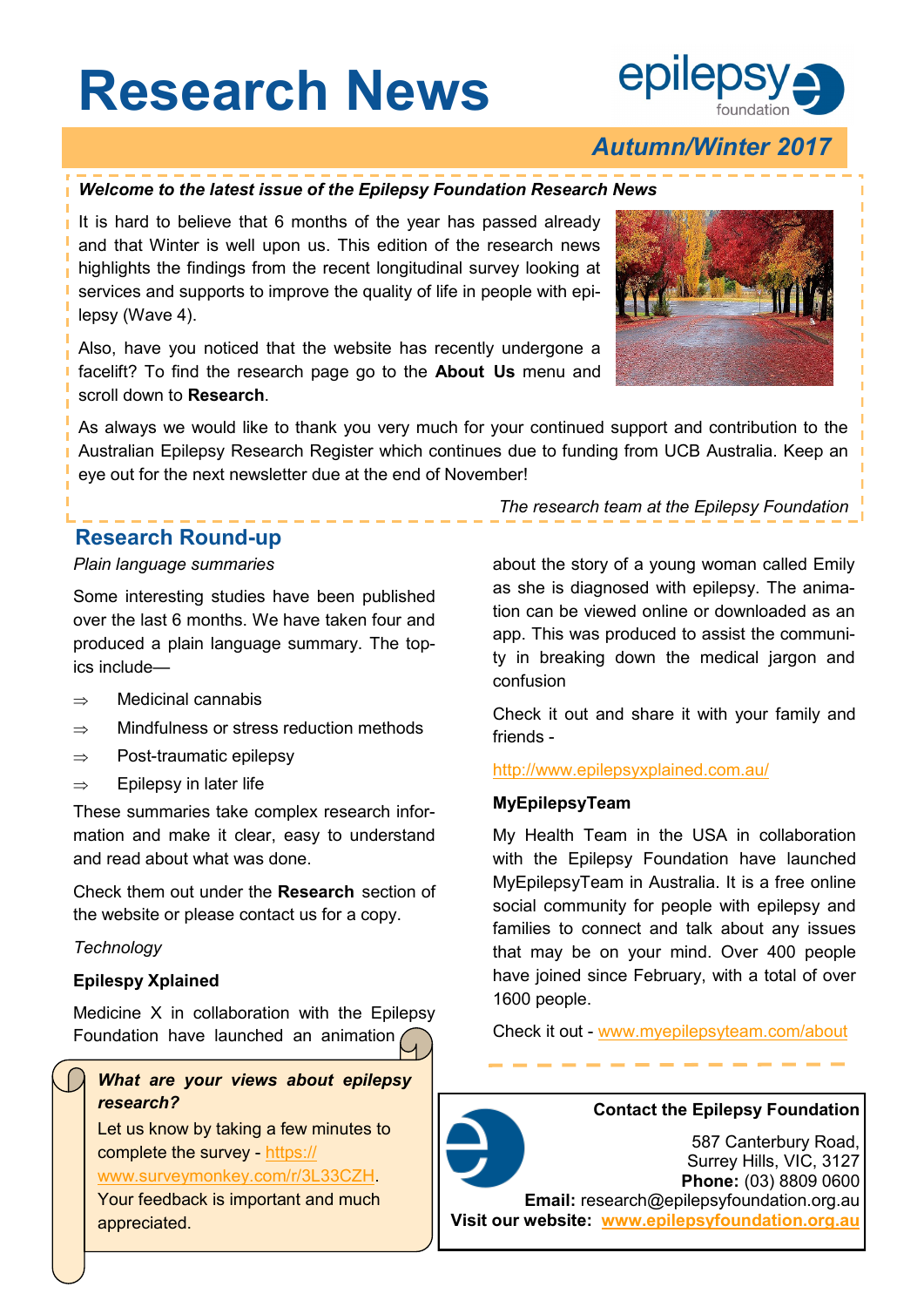# Research News

## Autumn/Winter 2017

***Welcome to the latest issue of the Epilepsy Foundation Research News***

It is hard to believe that 6 months of the year has passed already and that Winter is well upon us. This edition of the research news highlights the findings from the recent longitudinal survey looking at services and supports to improve the quality of life in people with epilepsy (Wave 4).

Also, have you noticed that the website has recently undergone a facelift? To find the research page go to the **About Us** menu and scroll down to **Research**.

As always we would like to thank you very much for your continued support and contribution to the Australian Epilepsy Research Register which continues due to funding from UCB Australia. Keep an eye out for the next newsletter due at the end of November!

*The research team at the Epilepsy Foundation*

## Research Round-up

*Plain language summaries*

Some interesting studies have been published over the last 6 months. We have taken four and produced a plain language summary. The topics include—

⇒ Medicinal cannabis

⇒ Mindfulness or stress reduction methods

⇒ Post-traumatic epilepsy

⇒ Epilepsy in later life

These summaries take complex research information and make it clear, easy to understand and read about what was done.

Check them out under the **Research** section of the website or please contact us for a copy.

*Technology*

**Epilepsy Xplained**

Medicine X in collaboration with the Epilepsy Foundation have launched an animation about the story of a young woman called Emily as she is diagnosed with epilepsy. The animation can be viewed online or downloaded as an app. This was produced to assist the community in breaking down the medical jargon and confusion

Check it out and share it with your family and friends -

http://www.epilepsyxplained.com.au/

**MyEpilepsyTeam**

My Health Team in the USA in collaboration with the Epilepsy Foundation have launched MyEpilepsyTeam in Australia. It is a free online social community for people with epilepsy and families to connect and talk about any issues that may be on your mind. Over 400 people have joined since February, with a total of over 1600 people.

Check it out - www.myepilepsyteam.com/about

***What are your views about epilepsy research?***

Let us know by taking a few minutes to complete the survey - https://www.surveymonkey.com/r/3L33CZH. Your feedback is important and much appreciated.

**Contact the Epilepsy Foundation**

587 Canterbury Road,
Surrey Hills, VIC, 3127
**Phone:** (03) 8809 0600
**Email:** research@epilepsyfoundation.org.au
**Visit our website:** www.epilepsyfoundation.org.au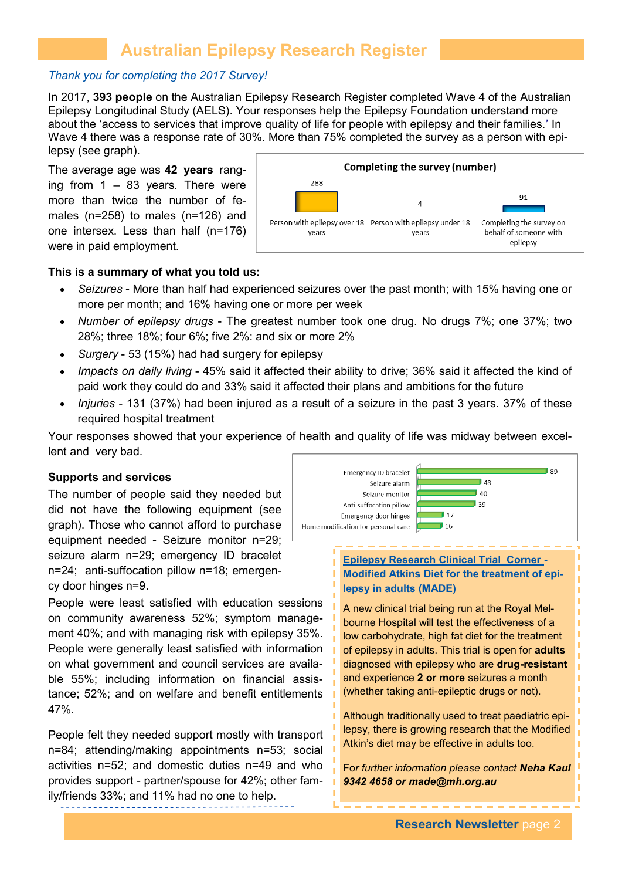# Australian Epilepsy Research Register

*Thank you for completing the 2017 Survey!*

In 2017, **393 people** on the Australian Epilepsy Research Register completed Wave 4 of the Australian Epilepsy Longitudinal Study (AELS). Your responses help the Epilepsy Foundation understand more about the 'access to services that improve quality of life for people with epilepsy and their families.' In Wave 4 there was a response rate of 30%. More than 75% completed the survey as a person with epilepsy (see graph).

The average age was **42 years** ranging from 1 – 83 years. There were more than twice the number of females (n=258) to males (n=126) and one intersex. Less than half (n=176) were in paid employment.

Completing the survey (number)

288
Person with epilepsy over 18 years

4
Person with epilepsy under 18 years

91
Completing the survey on behalf of someone with epilepsy

**This is a summary of what you told us:**

- *Seizures* - More than half had experienced seizures over the past month; with 15% having one or more per month; and 16% having one or more per week
- *Number of epilepsy drugs* - The greatest number took one drug. No drugs 7%; one 37%; two 28%; three 18%; four 6%; five 2%: and six or more 2%
- *Surgery* - 53 (15%) had had surgery for epilepsy
- *Impacts on daily living* - 45% said it affected their ability to drive; 36% said it affected the kind of paid work they could do and 33% said it affected their plans and ambitions for the future
- *Injuries* - 131 (37%) had been injured as a result of a seizure in the past 3 years. 37% of these required hospital treatment

Your responses showed that your experience of health and quality of life was midway between excellent and very bad.

### Supports and services

The number of people said they needed but did not have the following equipment (see graph). Those who cannot afford to purchase equipment needed - Seizure monitor n=29; seizure alarm n=29; emergency ID bracelet n=24; anti-suffocation pillow n=18; emergency door hinges n=9.

Emergency ID bracelet 89
Seizure alarm 43
Seizure monitor 40
Anti-suffocation pillow 39
Emergency door hinges 17
Home modification for personal care 16

People were least satisfied with education sessions on community awareness 52%; symptom management 40%; and with managing risk with epilepsy 35%. People were generally least satisfied with information on what government and council services are available 55%; including information on financial assistance; 52%; and on welfare and benefit entitlements 47%.

People felt they needed support mostly with transport n=84; attending/making appointments n=53; social activities n=52; and domestic duties n=49 and who provides support - partner/spouse for 42%; other family/friends 33%; and 11% had no one to help.

### Epilepsy Research Clinical Trial Corner - Modified Atkins Diet for the treatment of epilepsy in adults (MADE)

A new clinical trial being run at the Royal Melbourne Hospital will test the effectiveness of a low carbohydrate, high fat diet for the treatment of epilepsy in adults. This trial is open for **adults** diagnosed with epilepsy who are **drug-resistant** and experience **2 or more** seizures a month (whether taking anti-epileptic drugs or not).

Although traditionally used to treat paediatric epilepsy, there is growing research that the Modified Atkin's diet may be effective in adults too.

For *further information please contact* ***Neha Kaul 9342 4658 or made@mh.org.au***